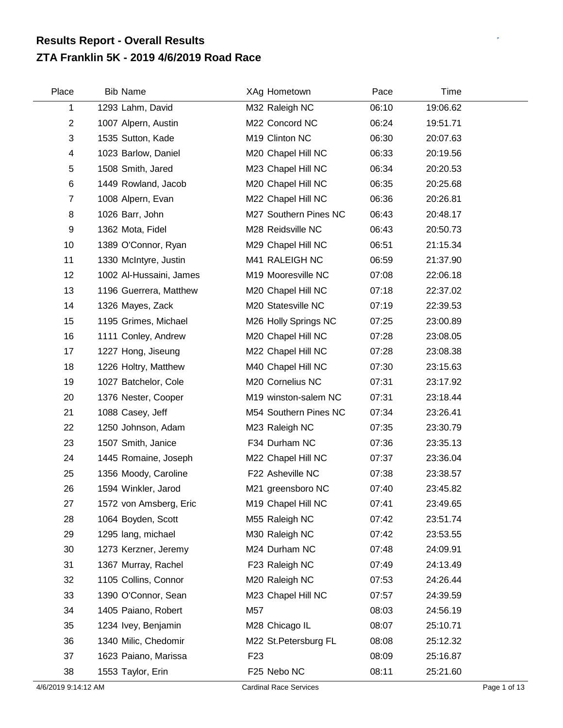## Results Report - Overall Results
## ZTA Franklin 5K - 2019 4/6/2019 Road Race

| Place | Bib | Name | XAg | Hometown | Pace | Time |
|---|---|---|---|---|---|---|
| 1 | 1293 | Lahm, David | M32 | Raleigh NC | 06:10 | 19:06.62 |
| 2 | 1007 | Alpern, Austin | M22 | Concord NC | 06:24 | 19:51.71 |
| 3 | 1535 | Sutton, Kade | M19 | Clinton NC | 06:30 | 20:07.63 |
| 4 | 1023 | Barlow, Daniel | M20 | Chapel Hill NC | 06:33 | 20:19.56 |
| 5 | 1508 | Smith, Jared | M23 | Chapel Hill NC | 06:34 | 20:20.53 |
| 6 | 1449 | Rowland, Jacob | M20 | Chapel Hill NC | 06:35 | 20:25.68 |
| 7 | 1008 | Alpern, Evan | M22 | Chapel Hill NC | 06:36 | 20:26.81 |
| 8 | 1026 | Barr, John | M27 | Southern Pines NC | 06:43 | 20:48.17 |
| 9 | 1362 | Mota, Fidel | M28 | Reidsville NC | 06:43 | 20:50.73 |
| 10 | 1389 | O'Connor, Ryan | M29 | Chapel Hill NC | 06:51 | 21:15.34 |
| 11 | 1330 | McIntyre, Justin | M41 | RALEIGH NC | 06:59 | 21:37.90 |
| 12 | 1002 | Al-Hussaini, James | M19 | Mooresville NC | 07:08 | 22:06.18 |
| 13 | 1196 | Guerrera, Matthew | M20 | Chapel Hill NC | 07:18 | 22:37.02 |
| 14 | 1326 | Mayes, Zack | M20 | Statesville NC | 07:19 | 22:39.53 |
| 15 | 1195 | Grimes, Michael | M26 | Holly Springs NC | 07:25 | 23:00.89 |
| 16 | 1111 | Conley, Andrew | M20 | Chapel Hill NC | 07:28 | 23:08.05 |
| 17 | 1227 | Hong, Jiseung | M22 | Chapel Hill NC | 07:28 | 23:08.38 |
| 18 | 1226 | Holtry, Matthew | M40 | Chapel Hill NC | 07:30 | 23:15.63 |
| 19 | 1027 | Batchelor, Cole | M20 | Cornelius NC | 07:31 | 23:17.92 |
| 20 | 1376 | Nester, Cooper | M19 | winston-salem NC | 07:31 | 23:18.44 |
| 21 | 1088 | Casey, Jeff | M54 | Southern Pines NC | 07:34 | 23:26.41 |
| 22 | 1250 | Johnson, Adam | M23 | Raleigh NC | 07:35 | 23:30.79 |
| 23 | 1507 | Smith, Janice | F34 | Durham NC | 07:36 | 23:35.13 |
| 24 | 1445 | Romaine, Joseph | M22 | Chapel Hill NC | 07:37 | 23:36.04 |
| 25 | 1356 | Moody, Caroline | F22 | Asheville NC | 07:38 | 23:38.57 |
| 26 | 1594 | Winkler, Jarod | M21 | greensboro NC | 07:40 | 23:45.82 |
| 27 | 1572 | von Amsberg, Eric | M19 | Chapel Hill NC | 07:41 | 23:49.65 |
| 28 | 1064 | Boyden, Scott | M55 | Raleigh NC | 07:42 | 23:51.74 |
| 29 | 1295 | lang, michael | M30 | Raleigh NC | 07:42 | 23:53.55 |
| 30 | 1273 | Kerzner, Jeremy | M24 | Durham NC | 07:48 | 24:09.91 |
| 31 | 1367 | Murray, Rachel | F23 | Raleigh NC | 07:49 | 24:13.49 |
| 32 | 1105 | Collins, Connor | M20 | Raleigh NC | 07:53 | 24:26.44 |
| 33 | 1390 | O'Connor, Sean | M23 | Chapel Hill NC | 07:57 | 24:39.59 |
| 34 | 1405 | Paiano, Robert | M57 | | 08:03 | 24:56.19 |
| 35 | 1234 | Ivey, Benjamin | M28 | Chicago IL | 08:07 | 25:10.71 |
| 36 | 1340 | Milic, Chedomir | M22 | St.Petersburg FL | 08:08 | 25:12.32 |
| 37 | 1623 | Paiano, Marissa | F23 | | 08:09 | 25:16.87 |
| 38 | 1553 | Taylor, Erin | F25 | Nebo NC | 08:11 | 25:21.60 |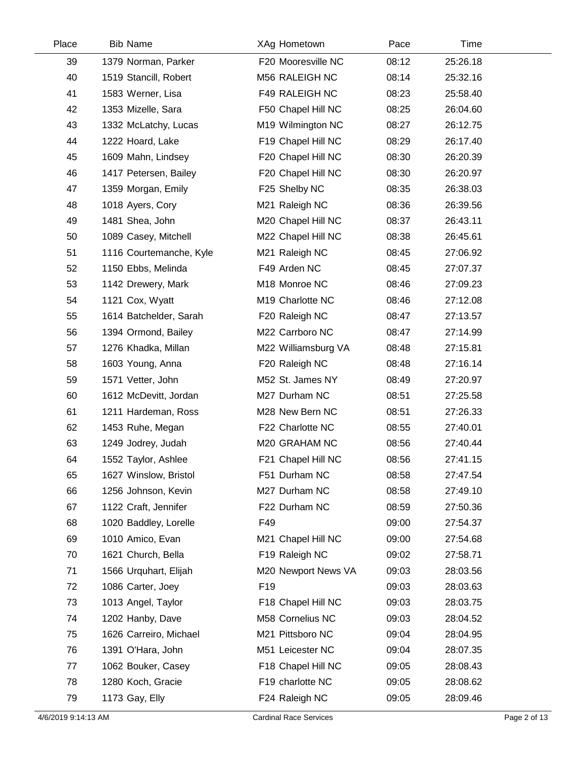| Place | Bib | Name | XAg | Hometown | Pace | Time |
|---|---|---|---|---|---|---|
| 39 | 1379 | Norman, Parker | F20 | Mooresville NC | 08:12 | 25:26.18 |
| 40 | 1519 | Stancill, Robert | M56 | RALEIGH NC | 08:14 | 25:32.16 |
| 41 | 1583 | Werner, Lisa | F49 | RALEIGH NC | 08:23 | 25:58.40 |
| 42 | 1353 | Mizelle, Sara | F50 | Chapel Hill NC | 08:25 | 26:04.60 |
| 43 | 1332 | McLatchy, Lucas | M19 | Wilmington NC | 08:27 | 26:12.75 |
| 44 | 1222 | Hoard, Lake | F19 | Chapel Hill NC | 08:29 | 26:17.40 |
| 45 | 1609 | Mahn, Lindsey | F20 | Chapel Hill NC | 08:30 | 26:20.39 |
| 46 | 1417 | Petersen, Bailey | F20 | Chapel Hill NC | 08:30 | 26:20.97 |
| 47 | 1359 | Morgan, Emily | F25 | Shelby NC | 08:35 | 26:38.03 |
| 48 | 1018 | Ayers, Cory | M21 | Raleigh NC | 08:36 | 26:39.56 |
| 49 | 1481 | Shea, John | M20 | Chapel Hill NC | 08:37 | 26:43.11 |
| 50 | 1089 | Casey, Mitchell | M22 | Chapel Hill NC | 08:38 | 26:45.61 |
| 51 | 1116 | Courtemanche, Kyle | M21 | Raleigh NC | 08:45 | 27:06.92 |
| 52 | 1150 | Ebbs, Melinda | F49 | Arden NC | 08:45 | 27:07.37 |
| 53 | 1142 | Drewery, Mark | M18 | Monroe NC | 08:46 | 27:09.23 |
| 54 | 1121 | Cox, Wyatt | M19 | Charlotte NC | 08:46 | 27:12.08 |
| 55 | 1614 | Batchelder, Sarah | F20 | Raleigh NC | 08:47 | 27:13.57 |
| 56 | 1394 | Ormond, Bailey | M22 | Carrboro NC | 08:47 | 27:14.99 |
| 57 | 1276 | Khadka, Millan | M22 | Williamsburg VA | 08:48 | 27:15.81 |
| 58 | 1603 | Young, Anna | F20 | Raleigh NC | 08:48 | 27:16.14 |
| 59 | 1571 | Vetter, John | M52 | St. James NY | 08:49 | 27:20.97 |
| 60 | 1612 | McDevitt, Jordan | M27 | Durham NC | 08:51 | 27:25.58 |
| 61 | 1211 | Hardeman, Ross | M28 | New Bern NC | 08:51 | 27:26.33 |
| 62 | 1453 | Ruhe, Megan | F22 | Charlotte NC | 08:55 | 27:40.01 |
| 63 | 1249 | Jodrey, Judah | M20 | GRAHAM NC | 08:56 | 27:40.44 |
| 64 | 1552 | Taylor, Ashlee | F21 | Chapel Hill NC | 08:56 | 27:41.15 |
| 65 | 1627 | Winslow, Bristol | F51 | Durham NC | 08:58 | 27:47.54 |
| 66 | 1256 | Johnson, Kevin | M27 | Durham NC | 08:58 | 27:49.10 |
| 67 | 1122 | Craft, Jennifer | F22 | Durham NC | 08:59 | 27:50.36 |
| 68 | 1020 | Baddley, Lorelle | F49 | | 09:00 | 27:54.37 |
| 69 | 1010 | Amico, Evan | M21 | Chapel Hill NC | 09:00 | 27:54.68 |
| 70 | 1621 | Church, Bella | F19 | Raleigh NC | 09:02 | 27:58.71 |
| 71 | 1566 | Urquhart, Elijah | M20 | Newport News VA | 09:03 | 28:03.56 |
| 72 | 1086 | Carter, Joey | F19 | | 09:03 | 28:03.63 |
| 73 | 1013 | Angel, Taylor | F18 | Chapel Hill NC | 09:03 | 28:03.75 |
| 74 | 1202 | Hanby, Dave | M58 | Cornelius NC | 09:03 | 28:04.52 |
| 75 | 1626 | Carreiro, Michael | M21 | Pittsboro NC | 09:04 | 28:04.95 |
| 76 | 1391 | O'Hara, John | M51 | Leicester NC | 09:04 | 28:07.35 |
| 77 | 1062 | Bouker, Casey | F18 | Chapel Hill NC | 09:05 | 28:08.43 |
| 78 | 1280 | Koch, Gracie | F19 | charlotte NC | 09:05 | 28:08.62 |
| 79 | 1173 | Gay, Elly | F24 | Raleigh NC | 09:05 | 28:09.46 |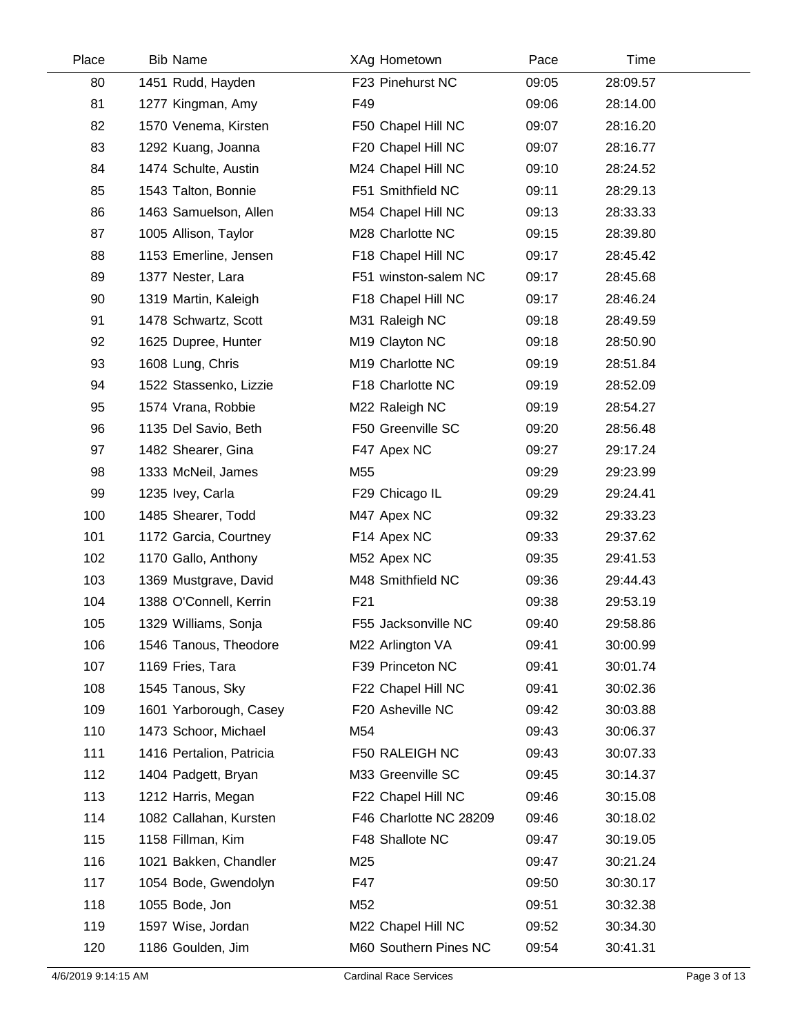| Place | Bib | Name | XAg | Hometown | Pace | Time |
|---|---|---|---|---|---|---|
| 80 | 1451 | Rudd, Hayden | F23 | Pinehurst NC | 09:05 | 28:09.57 |
| 81 | 1277 | Kingman, Amy | F49 | | 09:06 | 28:14.00 |
| 82 | 1570 | Venema, Kirsten | F50 | Chapel Hill NC | 09:07 | 28:16.20 |
| 83 | 1292 | Kuang, Joanna | F20 | Chapel Hill NC | 09:07 | 28:16.77 |
| 84 | 1474 | Schulte, Austin | M24 | Chapel Hill NC | 09:10 | 28:24.52 |
| 85 | 1543 | Talton, Bonnie | F51 | Smithfield NC | 09:11 | 28:29.13 |
| 86 | 1463 | Samuelson, Allen | M54 | Chapel Hill NC | 09:13 | 28:33.33 |
| 87 | 1005 | Allison, Taylor | M28 | Charlotte NC | 09:15 | 28:39.80 |
| 88 | 1153 | Emerline, Jensen | F18 | Chapel Hill NC | 09:17 | 28:45.42 |
| 89 | 1377 | Nester, Lara | F51 | winston-salem NC | 09:17 | 28:45.68 |
| 90 | 1319 | Martin, Kaleigh | F18 | Chapel Hill NC | 09:17 | 28:46.24 |
| 91 | 1478 | Schwartz, Scott | M31 | Raleigh NC | 09:18 | 28:49.59 |
| 92 | 1625 | Dupree, Hunter | M19 | Clayton NC | 09:18 | 28:50.90 |
| 93 | 1608 | Lung, Chris | M19 | Charlotte NC | 09:19 | 28:51.84 |
| 94 | 1522 | Stassenko, Lizzie | F18 | Charlotte NC | 09:19 | 28:52.09 |
| 95 | 1574 | Vrana, Robbie | M22 | Raleigh NC | 09:19 | 28:54.27 |
| 96 | 1135 | Del Savio, Beth | F50 | Greenville SC | 09:20 | 28:56.48 |
| 97 | 1482 | Shearer, Gina | F47 | Apex NC | 09:27 | 29:17.24 |
| 98 | 1333 | McNeil, James | M55 | | 09:29 | 29:23.99 |
| 99 | 1235 | Ivey, Carla | F29 | Chicago IL | 09:29 | 29:24.41 |
| 100 | 1485 | Shearer, Todd | M47 | Apex NC | 09:32 | 29:33.23 |
| 101 | 1172 | Garcia, Courtney | F14 | Apex NC | 09:33 | 29:37.62 |
| 102 | 1170 | Gallo, Anthony | M52 | Apex NC | 09:35 | 29:41.53 |
| 103 | 1369 | Mustgrave, David | M48 | Smithfield NC | 09:36 | 29:44.43 |
| 104 | 1388 | O'Connell, Kerrin | F21 | | 09:38 | 29:53.19 |
| 105 | 1329 | Williams, Sonja | F55 | Jacksonville NC | 09:40 | 29:58.86 |
| 106 | 1546 | Tanous, Theodore | M22 | Arlington VA | 09:41 | 30:00.99 |
| 107 | 1169 | Fries, Tara | F39 | Princeton NC | 09:41 | 30:01.74 |
| 108 | 1545 | Tanous, Sky | F22 | Chapel Hill NC | 09:41 | 30:02.36 |
| 109 | 1601 | Yarborough, Casey | F20 | Asheville NC | 09:42 | 30:03.88 |
| 110 | 1473 | Schoor, Michael | M54 | | 09:43 | 30:06.37 |
| 111 | 1416 | Pertalion, Patricia | F50 | RALEIGH NC | 09:43 | 30:07.33 |
| 112 | 1404 | Padgett, Bryan | M33 | Greenville SC | 09:45 | 30:14.37 |
| 113 | 1212 | Harris, Megan | F22 | Chapel Hill NC | 09:46 | 30:15.08 |
| 114 | 1082 | Callahan, Kursten | F46 | Charlotte NC 28209 | 09:46 | 30:18.02 |
| 115 | 1158 | Fillman, Kim | F48 | Shallote NC | 09:47 | 30:19.05 |
| 116 | 1021 | Bakken, Chandler | M25 | | 09:47 | 30:21.24 |
| 117 | 1054 | Bode, Gwendolyn | F47 | | 09:50 | 30:30.17 |
| 118 | 1055 | Bode, Jon | M52 | | 09:51 | 30:32.38 |
| 119 | 1597 | Wise, Jordan | M22 | Chapel Hill NC | 09:52 | 30:34.30 |
| 120 | 1186 | Goulden, Jim | M60 | Southern Pines NC | 09:54 | 30:41.31 |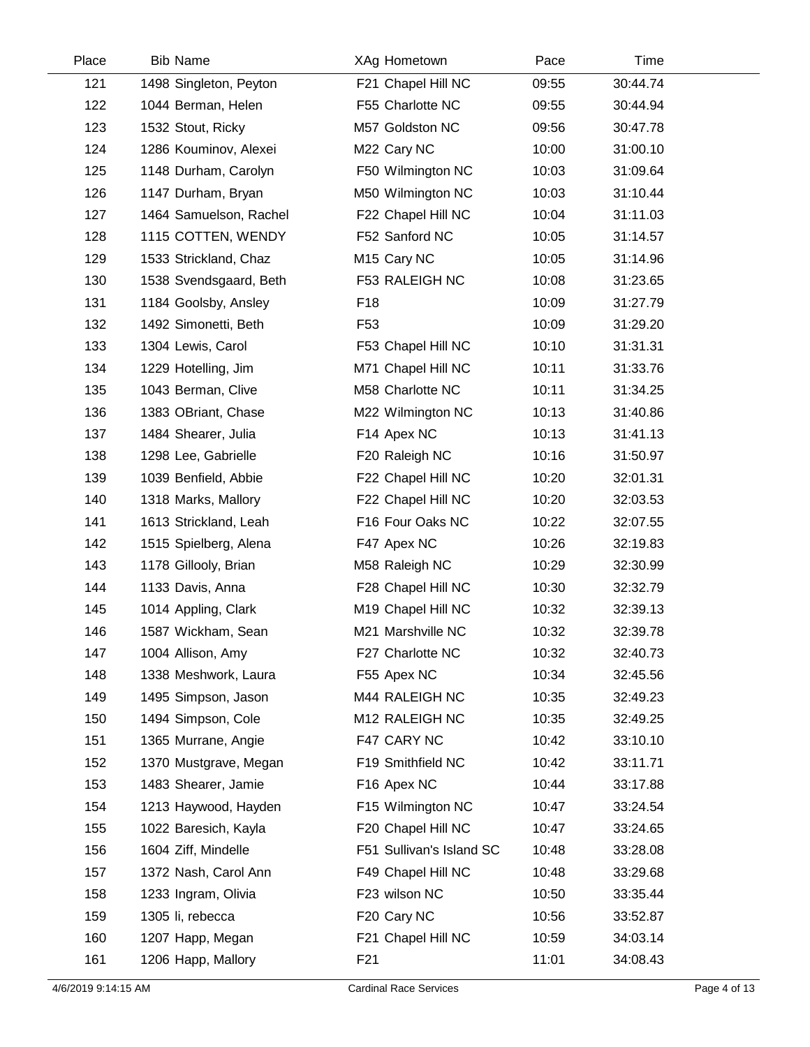| Place | Bib | Name | XAg | Hometown | Pace | Time |
|---|---|---|---|---|---|---|
| 121 | 1498 | Singleton, Peyton | F21 | Chapel Hill NC | 09:55 | 30:44.74 |
| 122 | 1044 | Berman, Helen | F55 | Charlotte NC | 09:55 | 30:44.94 |
| 123 | 1532 | Stout, Ricky | M57 | Goldston NC | 09:56 | 30:47.78 |
| 124 | 1286 | Kouminov, Alexei | M22 | Cary NC | 10:00 | 31:00.10 |
| 125 | 1148 | Durham, Carolyn | F50 | Wilmington NC | 10:03 | 31:09.64 |
| 126 | 1147 | Durham, Bryan | M50 | Wilmington NC | 10:03 | 31:10.44 |
| 127 | 1464 | Samuelson, Rachel | F22 | Chapel Hill NC | 10:04 | 31:11.03 |
| 128 | 1115 | COTTEN, WENDY | F52 | Sanford NC | 10:05 | 31:14.57 |
| 129 | 1533 | Strickland, Chaz | M15 | Cary NC | 10:05 | 31:14.96 |
| 130 | 1538 | Svendsgaard, Beth | F53 | RALEIGH NC | 10:08 | 31:23.65 |
| 131 | 1184 | Goolsby, Ansley | F18 | | 10:09 | 31:27.79 |
| 132 | 1492 | Simonetti, Beth | F53 | | 10:09 | 31:29.20 |
| 133 | 1304 | Lewis, Carol | F53 | Chapel Hill NC | 10:10 | 31:31.31 |
| 134 | 1229 | Hotelling, Jim | M71 | Chapel Hill NC | 10:11 | 31:33.76 |
| 135 | 1043 | Berman, Clive | M58 | Charlotte NC | 10:11 | 31:34.25 |
| 136 | 1383 | OBriant, Chase | M22 | Wilmington NC | 10:13 | 31:40.86 |
| 137 | 1484 | Shearer, Julia | F14 | Apex NC | 10:13 | 31:41.13 |
| 138 | 1298 | Lee, Gabrielle | F20 | Raleigh NC | 10:16 | 31:50.97 |
| 139 | 1039 | Benfield, Abbie | F22 | Chapel Hill NC | 10:20 | 32:01.31 |
| 140 | 1318 | Marks, Mallory | F22 | Chapel Hill NC | 10:20 | 32:03.53 |
| 141 | 1613 | Strickland, Leah | F16 | Four Oaks NC | 10:22 | 32:07.55 |
| 142 | 1515 | Spielberg, Alena | F47 | Apex NC | 10:26 | 32:19.83 |
| 143 | 1178 | Gillooly, Brian | M58 | Raleigh NC | 10:29 | 32:30.99 |
| 144 | 1133 | Davis, Anna | F28 | Chapel Hill NC | 10:30 | 32:32.79 |
| 145 | 1014 | Appling, Clark | M19 | Chapel Hill NC | 10:32 | 32:39.13 |
| 146 | 1587 | Wickham, Sean | M21 | Marshville NC | 10:32 | 32:39.78 |
| 147 | 1004 | Allison, Amy | F27 | Charlotte NC | 10:32 | 32:40.73 |
| 148 | 1338 | Meshwork, Laura | F55 | Apex NC | 10:34 | 32:45.56 |
| 149 | 1495 | Simpson, Jason | M44 | RALEIGH NC | 10:35 | 32:49.23 |
| 150 | 1494 | Simpson, Cole | M12 | RALEIGH NC | 10:35 | 32:49.25 |
| 151 | 1365 | Murrane, Angie | F47 | CARY NC | 10:42 | 33:10.10 |
| 152 | 1370 | Mustgrave, Megan | F19 | Smithfield NC | 10:42 | 33:11.71 |
| 153 | 1483 | Shearer, Jamie | F16 | Apex NC | 10:44 | 33:17.88 |
| 154 | 1213 | Haywood, Hayden | F15 | Wilmington NC | 10:47 | 33:24.54 |
| 155 | 1022 | Baresich, Kayla | F20 | Chapel Hill NC | 10:47 | 33:24.65 |
| 156 | 1604 | Ziff, Mindelle | F51 | Sullivan's Island SC | 10:48 | 33:28.08 |
| 157 | 1372 | Nash, Carol Ann | F49 | Chapel Hill NC | 10:48 | 33:29.68 |
| 158 | 1233 | Ingram, Olivia | F23 | wilson NC | 10:50 | 33:35.44 |
| 159 | 1305 | li, rebecca | F20 | Cary NC | 10:56 | 33:52.87 |
| 160 | 1207 | Happ, Megan | F21 | Chapel Hill NC | 10:59 | 34:03.14 |
| 161 | 1206 | Happ, Mallory | F21 | | 11:01 | 34:08.43 |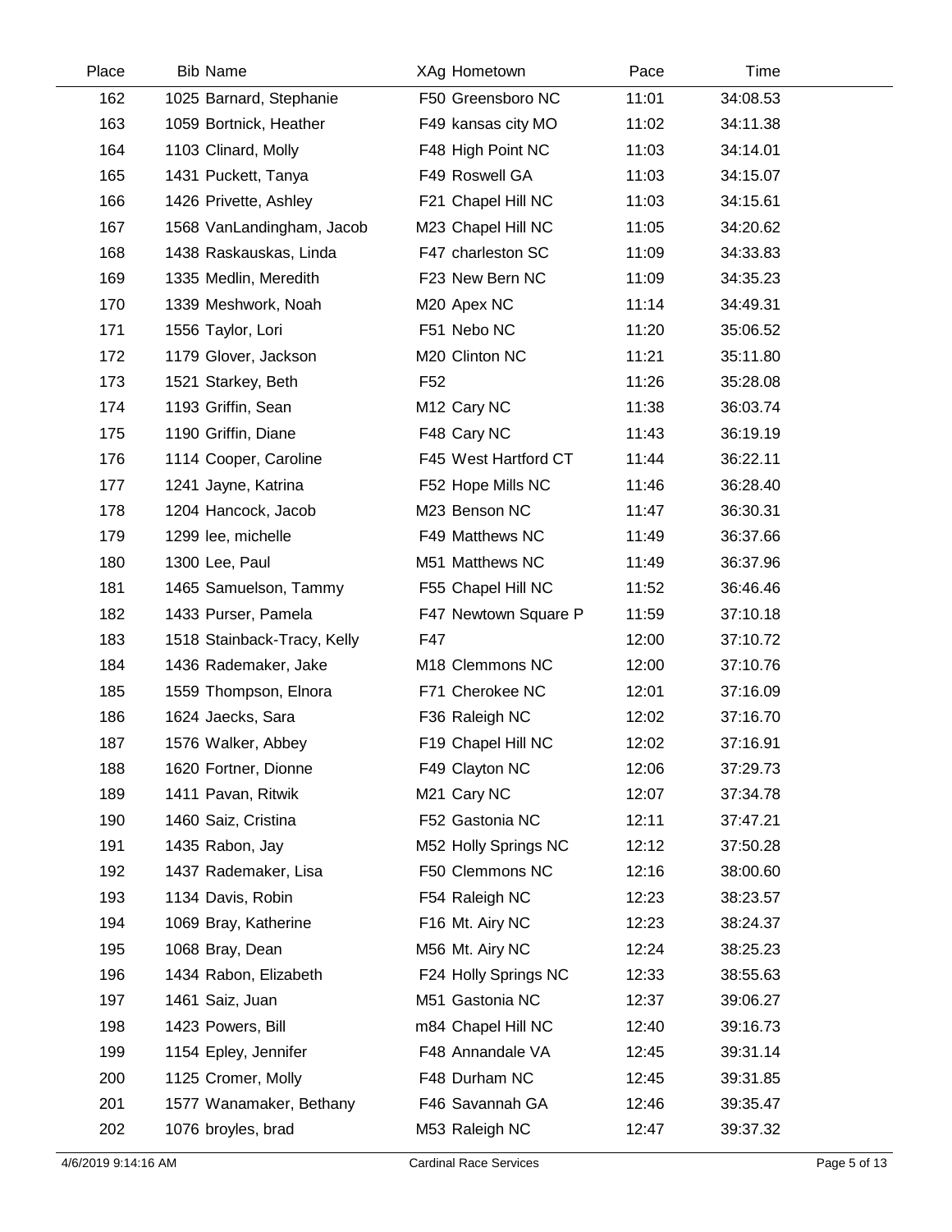| Place | Bib | Name | XAg | Hometown | Pace | Time |
|---|---|---|---|---|---|---|
| 162 | 1025 | Barnard, Stephanie | F50 | Greensboro NC | 11:01 | 34:08.53 |
| 163 | 1059 | Bortnick, Heather | F49 | kansas city MO | 11:02 | 34:11.38 |
| 164 | 1103 | Clinard, Molly | F48 | High Point NC | 11:03 | 34:14.01 |
| 165 | 1431 | Puckett, Tanya | F49 | Roswell GA | 11:03 | 34:15.07 |
| 166 | 1426 | Privette, Ashley | F21 | Chapel Hill NC | 11:03 | 34:15.61 |
| 167 | 1568 | VanLandingham, Jacob | M23 | Chapel Hill NC | 11:05 | 34:20.62 |
| 168 | 1438 | Raskauskas, Linda | F47 | charleston SC | 11:09 | 34:33.83 |
| 169 | 1335 | Medlin, Meredith | F23 | New Bern NC | 11:09 | 34:35.23 |
| 170 | 1339 | Meshwork, Noah | M20 | Apex NC | 11:14 | 34:49.31 |
| 171 | 1556 | Taylor, Lori | F51 | Nebo NC | 11:20 | 35:06.52 |
| 172 | 1179 | Glover, Jackson | M20 | Clinton NC | 11:21 | 35:11.80 |
| 173 | 1521 | Starkey, Beth | F52 | | 11:26 | 35:28.08 |
| 174 | 1193 | Griffin, Sean | M12 | Cary NC | 11:38 | 36:03.74 |
| 175 | 1190 | Griffin, Diane | F48 | Cary NC | 11:43 | 36:19.19 |
| 176 | 1114 | Cooper, Caroline | F45 | West Hartford CT | 11:44 | 36:22.11 |
| 177 | 1241 | Jayne, Katrina | F52 | Hope Mills NC | 11:46 | 36:28.40 |
| 178 | 1204 | Hancock, Jacob | M23 | Benson NC | 11:47 | 36:30.31 |
| 179 | 1299 | lee, michelle | F49 | Matthews NC | 11:49 | 36:37.66 |
| 180 | 1300 | Lee, Paul | M51 | Matthews NC | 11:49 | 36:37.96 |
| 181 | 1465 | Samuelson, Tammy | F55 | Chapel Hill NC | 11:52 | 36:46.46 |
| 182 | 1433 | Purser, Pamela | F47 | Newtown Square P | 11:59 | 37:10.18 |
| 183 | 1518 | Stainback-Tracy, Kelly | F47 | | 12:00 | 37:10.72 |
| 184 | 1436 | Rademaker, Jake | M18 | Clemmons NC | 12:00 | 37:10.76 |
| 185 | 1559 | Thompson, Elnora | F71 | Cherokee NC | 12:01 | 37:16.09 |
| 186 | 1624 | Jaecks, Sara | F36 | Raleigh NC | 12:02 | 37:16.70 |
| 187 | 1576 | Walker, Abbey | F19 | Chapel Hill NC | 12:02 | 37:16.91 |
| 188 | 1620 | Fortner, Dionne | F49 | Clayton NC | 12:06 | 37:29.73 |
| 189 | 1411 | Pavan, Ritwik | M21 | Cary NC | 12:07 | 37:34.78 |
| 190 | 1460 | Saiz, Cristina | F52 | Gastonia NC | 12:11 | 37:47.21 |
| 191 | 1435 | Rabon, Jay | M52 | Holly Springs NC | 12:12 | 37:50.28 |
| 192 | 1437 | Rademaker, Lisa | F50 | Clemmons NC | 12:16 | 38:00.60 |
| 193 | 1134 | Davis, Robin | F54 | Raleigh NC | 12:23 | 38:23.57 |
| 194 | 1069 | Bray, Katherine | F16 | Mt. Airy NC | 12:23 | 38:24.37 |
| 195 | 1068 | Bray, Dean | M56 | Mt. Airy NC | 12:24 | 38:25.23 |
| 196 | 1434 | Rabon, Elizabeth | F24 | Holly Springs NC | 12:33 | 38:55.63 |
| 197 | 1461 | Saiz, Juan | M51 | Gastonia NC | 12:37 | 39:06.27 |
| 198 | 1423 | Powers, Bill | m84 | Chapel Hill NC | 12:40 | 39:16.73 |
| 199 | 1154 | Epley, Jennifer | F48 | Annandale VA | 12:45 | 39:31.14 |
| 200 | 1125 | Cromer, Molly | F48 | Durham NC | 12:45 | 39:31.85 |
| 201 | 1577 | Wanamaker, Bethany | F46 | Savannah GA | 12:46 | 39:35.47 |
| 202 | 1076 | broyles, brad | M53 | Raleigh NC | 12:47 | 39:37.32 |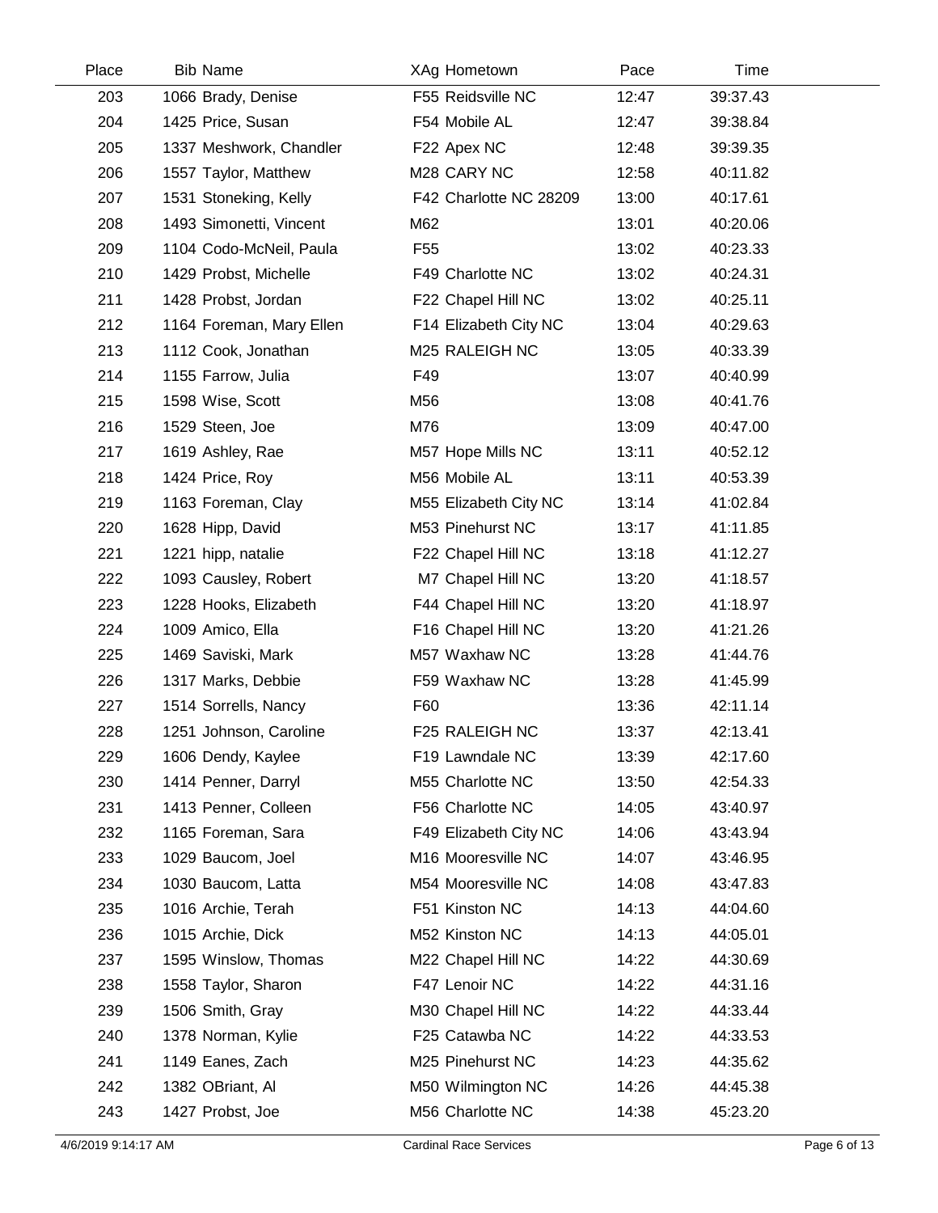| Place | Bib | Name | XAg | Hometown | Pace | Time |
|---|---|---|---|---|---|---|
| 203 | 1066 | Brady, Denise | F55 | Reidsville NC | 12:47 | 39:37.43 |
| 204 | 1425 | Price, Susan | F54 | Mobile AL | 12:47 | 39:38.84 |
| 205 | 1337 | Meshwork, Chandler | F22 | Apex NC | 12:48 | 39:39.35 |
| 206 | 1557 | Taylor, Matthew | M28 | CARY NC | 12:58 | 40:11.82 |
| 207 | 1531 | Stoneking, Kelly | F42 | Charlotte NC 28209 | 13:00 | 40:17.61 |
| 208 | 1493 | Simonetti, Vincent | M62 | | 13:01 | 40:20.06 |
| 209 | 1104 | Codo-McNeil, Paula | F55 | | 13:02 | 40:23.33 |
| 210 | 1429 | Probst, Michelle | F49 | Charlotte NC | 13:02 | 40:24.31 |
| 211 | 1428 | Probst, Jordan | F22 | Chapel Hill NC | 13:02 | 40:25.11 |
| 212 | 1164 | Foreman, Mary Ellen | F14 | Elizabeth City NC | 13:04 | 40:29.63 |
| 213 | 1112 | Cook, Jonathan | M25 | RALEIGH NC | 13:05 | 40:33.39 |
| 214 | 1155 | Farrow, Julia | F49 | | 13:07 | 40:40.99 |
| 215 | 1598 | Wise, Scott | M56 | | 13:08 | 40:41.76 |
| 216 | 1529 | Steen, Joe | M76 | | 13:09 | 40:47.00 |
| 217 | 1619 | Ashley, Rae | M57 | Hope Mills NC | 13:11 | 40:52.12 |
| 218 | 1424 | Price, Roy | M56 | Mobile AL | 13:11 | 40:53.39 |
| 219 | 1163 | Foreman, Clay | M55 | Elizabeth City NC | 13:14 | 41:02.84 |
| 220 | 1628 | Hipp, David | M53 | Pinehurst NC | 13:17 | 41:11.85 |
| 221 | 1221 | hipp, natalie | F22 | Chapel Hill NC | 13:18 | 41:12.27 |
| 222 | 1093 | Causley, Robert | M7 | Chapel Hill NC | 13:20 | 41:18.57 |
| 223 | 1228 | Hooks, Elizabeth | F44 | Chapel Hill NC | 13:20 | 41:18.97 |
| 224 | 1009 | Amico, Ella | F16 | Chapel Hill NC | 13:20 | 41:21.26 |
| 225 | 1469 | Saviski, Mark | M57 | Waxhaw NC | 13:28 | 41:44.76 |
| 226 | 1317 | Marks, Debbie | F59 | Waxhaw NC | 13:28 | 41:45.99 |
| 227 | 1514 | Sorrells, Nancy | F60 | | 13:36 | 42:11.14 |
| 228 | 1251 | Johnson, Caroline | F25 | RALEIGH NC | 13:37 | 42:13.41 |
| 229 | 1606 | Dendy, Kaylee | F19 | Lawndale NC | 13:39 | 42:17.60 |
| 230 | 1414 | Penner, Darryl | M55 | Charlotte NC | 13:50 | 42:54.33 |
| 231 | 1413 | Penner, Colleen | F56 | Charlotte NC | 14:05 | 43:40.97 |
| 232 | 1165 | Foreman, Sara | F49 | Elizabeth City NC | 14:06 | 43:43.94 |
| 233 | 1029 | Baucom, Joel | M16 | Mooresville NC | 14:07 | 43:46.95 |
| 234 | 1030 | Baucom, Latta | M54 | Mooresville NC | 14:08 | 43:47.83 |
| 235 | 1016 | Archie, Terah | F51 | Kinston NC | 14:13 | 44:04.60 |
| 236 | 1015 | Archie, Dick | M52 | Kinston NC | 14:13 | 44:05.01 |
| 237 | 1595 | Winslow, Thomas | M22 | Chapel Hill NC | 14:22 | 44:30.69 |
| 238 | 1558 | Taylor, Sharon | F47 | Lenoir NC | 14:22 | 44:31.16 |
| 239 | 1506 | Smith, Gray | M30 | Chapel Hill NC | 14:22 | 44:33.44 |
| 240 | 1378 | Norman, Kylie | F25 | Catawba NC | 14:22 | 44:33.53 |
| 241 | 1149 | Eanes, Zach | M25 | Pinehurst NC | 14:23 | 44:35.62 |
| 242 | 1382 | OBriant, Al | M50 | Wilmington NC | 14:26 | 44:45.38 |
| 243 | 1427 | Probst, Joe | M56 | Charlotte NC | 14:38 | 45:23.20 |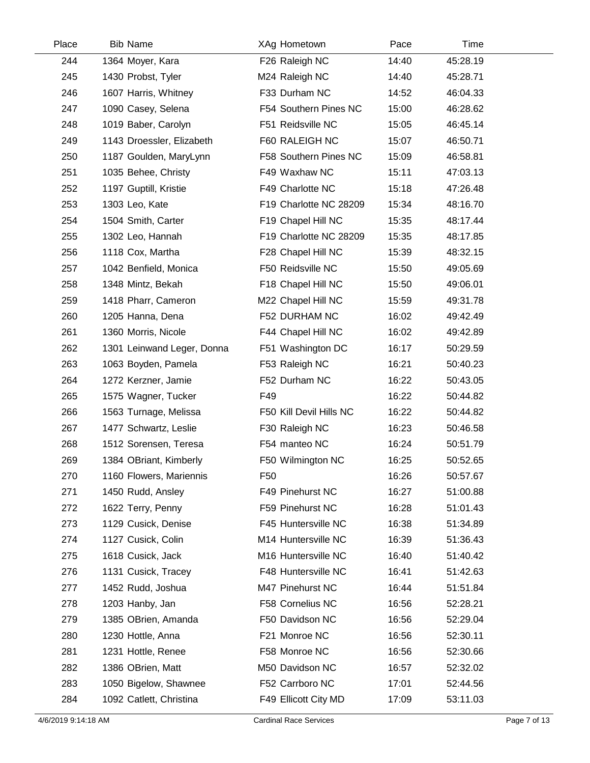| Place | Bib | Name | XAg | Hometown | Pace | Time |
|---|---|---|---|---|---|---|
| 244 | 1364 | Moyer, Kara | F26 | Raleigh NC | 14:40 | 45:28.19 |
| 245 | 1430 | Probst, Tyler | M24 | Raleigh NC | 14:40 | 45:28.71 |
| 246 | 1607 | Harris, Whitney | F33 | Durham NC | 14:52 | 46:04.33 |
| 247 | 1090 | Casey, Selena | F54 | Southern Pines NC | 15:00 | 46:28.62 |
| 248 | 1019 | Baber, Carolyn | F51 | Reidsville NC | 15:05 | 46:45.14 |
| 249 | 1143 | Droessler, Elizabeth | F60 | RALEIGH NC | 15:07 | 46:50.71 |
| 250 | 1187 | Goulden, MaryLynn | F58 | Southern Pines NC | 15:09 | 46:58.81 |
| 251 | 1035 | Behee, Christy | F49 | Waxhaw NC | 15:11 | 47:03.13 |
| 252 | 1197 | Guptill, Kristie | F49 | Charlotte NC | 15:18 | 47:26.48 |
| 253 | 1303 | Leo, Kate | F19 | Charlotte NC 28209 | 15:34 | 48:16.70 |
| 254 | 1504 | Smith, Carter | F19 | Chapel Hill NC | 15:35 | 48:17.44 |
| 255 | 1302 | Leo, Hannah | F19 | Charlotte NC 28209 | 15:35 | 48:17.85 |
| 256 | 1118 | Cox, Martha | F28 | Chapel Hill NC | 15:39 | 48:32.15 |
| 257 | 1042 | Benfield, Monica | F50 | Reidsville NC | 15:50 | 49:05.69 |
| 258 | 1348 | Mintz, Bekah | F18 | Chapel Hill NC | 15:50 | 49:06.01 |
| 259 | 1418 | Pharr, Cameron | M22 | Chapel Hill NC | 15:59 | 49:31.78 |
| 260 | 1205 | Hanna, Dena | F52 | DURHAM NC | 16:02 | 49:42.49 |
| 261 | 1360 | Morris, Nicole | F44 | Chapel Hill NC | 16:02 | 49:42.89 |
| 262 | 1301 | Leinwand Leger, Donna | F51 | Washington DC | 16:17 | 50:29.59 |
| 263 | 1063 | Boyden, Pamela | F53 | Raleigh NC | 16:21 | 50:40.23 |
| 264 | 1272 | Kerzner, Jamie | F52 | Durham NC | 16:22 | 50:43.05 |
| 265 | 1575 | Wagner, Tucker | F49 | | 16:22 | 50:44.82 |
| 266 | 1563 | Turnage, Melissa | F50 | Kill Devil Hills NC | 16:22 | 50:44.82 |
| 267 | 1477 | Schwartz, Leslie | F30 | Raleigh NC | 16:23 | 50:46.58 |
| 268 | 1512 | Sorensen, Teresa | F54 | manteo NC | 16:24 | 50:51.79 |
| 269 | 1384 | OBriant, Kimberly | F50 | Wilmington NC | 16:25 | 50:52.65 |
| 270 | 1160 | Flowers, Mariennis | F50 | | 16:26 | 50:57.67 |
| 271 | 1450 | Rudd, Ansley | F49 | Pinehurst NC | 16:27 | 51:00.88 |
| 272 | 1622 | Terry, Penny | F59 | Pinehurst NC | 16:28 | 51:01.43 |
| 273 | 1129 | Cusick, Denise | F45 | Huntersville NC | 16:38 | 51:34.89 |
| 274 | 1127 | Cusick, Colin | M14 | Huntersville NC | 16:39 | 51:36.43 |
| 275 | 1618 | Cusick, Jack | M16 | Huntersville NC | 16:40 | 51:40.42 |
| 276 | 1131 | Cusick, Tracey | F48 | Huntersville NC | 16:41 | 51:42.63 |
| 277 | 1452 | Rudd, Joshua | M47 | Pinehurst NC | 16:44 | 51:51.84 |
| 278 | 1203 | Hanby, Jan | F58 | Cornelius NC | 16:56 | 52:28.21 |
| 279 | 1385 | OBrien, Amanda | F50 | Davidson NC | 16:56 | 52:29.04 |
| 280 | 1230 | Hottle, Anna | F21 | Monroe NC | 16:56 | 52:30.11 |
| 281 | 1231 | Hottle, Renee | F58 | Monroe NC | 16:56 | 52:30.66 |
| 282 | 1386 | OBrien, Matt | M50 | Davidson NC | 16:57 | 52:32.02 |
| 283 | 1050 | Bigelow, Shawnee | F52 | Carrboro NC | 17:01 | 52:44.56 |
| 284 | 1092 | Catlett, Christina | F49 | Ellicott City MD | 17:09 | 53:11.03 |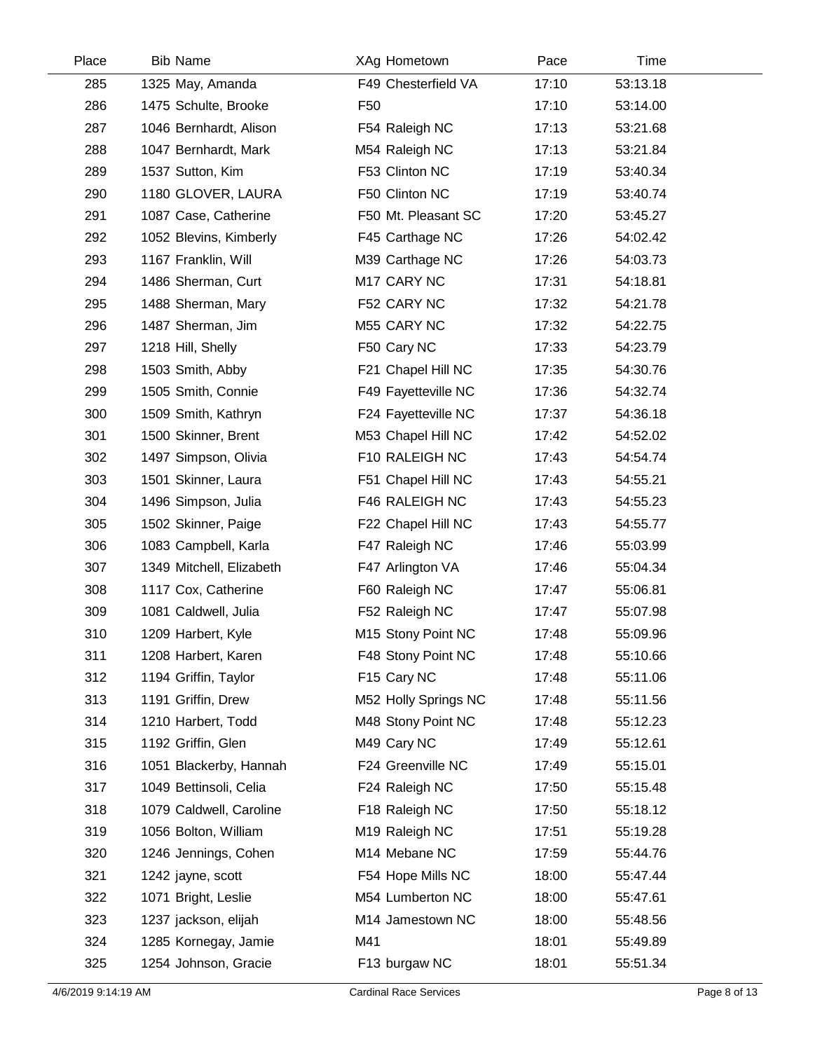| Place | Bib | Name | XAg | Hometown | Pace | Time |
|---|---|---|---|---|---|---|
| 285 | 1325 | May, Amanda | F49 | Chesterfield VA | 17:10 | 53:13.18 |
| 286 | 1475 | Schulte, Brooke | F50 | | 17:10 | 53:14.00 |
| 287 | 1046 | Bernhardt, Alison | F54 | Raleigh NC | 17:13 | 53:21.68 |
| 288 | 1047 | Bernhardt, Mark | M54 | Raleigh NC | 17:13 | 53:21.84 |
| 289 | 1537 | Sutton, Kim | F53 | Clinton NC | 17:19 | 53:40.34 |
| 290 | 1180 | GLOVER, LAURA | F50 | Clinton NC | 17:19 | 53:40.74 |
| 291 | 1087 | Case, Catherine | F50 | Mt. Pleasant SC | 17:20 | 53:45.27 |
| 292 | 1052 | Blevins, Kimberly | F45 | Carthage NC | 17:26 | 54:02.42 |
| 293 | 1167 | Franklin, Will | M39 | Carthage NC | 17:26 | 54:03.73 |
| 294 | 1486 | Sherman, Curt | M17 | CARY NC | 17:31 | 54:18.81 |
| 295 | 1488 | Sherman, Mary | F52 | CARY NC | 17:32 | 54:21.78 |
| 296 | 1487 | Sherman, Jim | M55 | CARY NC | 17:32 | 54:22.75 |
| 297 | 1218 | Hill, Shelly | F50 | Cary NC | 17:33 | 54:23.79 |
| 298 | 1503 | Smith, Abby | F21 | Chapel Hill NC | 17:35 | 54:30.76 |
| 299 | 1505 | Smith, Connie | F49 | Fayetteville NC | 17:36 | 54:32.74 |
| 300 | 1509 | Smith, Kathryn | F24 | Fayetteville NC | 17:37 | 54:36.18 |
| 301 | 1500 | Skinner, Brent | M53 | Chapel Hill NC | 17:42 | 54:52.02 |
| 302 | 1497 | Simpson, Olivia | F10 | RALEIGH NC | 17:43 | 54:54.74 |
| 303 | 1501 | Skinner, Laura | F51 | Chapel Hill NC | 17:43 | 54:55.21 |
| 304 | 1496 | Simpson, Julia | F46 | RALEIGH NC | 17:43 | 54:55.23 |
| 305 | 1502 | Skinner, Paige | F22 | Chapel Hill NC | 17:43 | 54:55.77 |
| 306 | 1083 | Campbell, Karla | F47 | Raleigh NC | 17:46 | 55:03.99 |
| 307 | 1349 | Mitchell, Elizabeth | F47 | Arlington VA | 17:46 | 55:04.34 |
| 308 | 1117 | Cox, Catherine | F60 | Raleigh NC | 17:47 | 55:06.81 |
| 309 | 1081 | Caldwell, Julia | F52 | Raleigh NC | 17:47 | 55:07.98 |
| 310 | 1209 | Harbert, Kyle | M15 | Stony Point NC | 17:48 | 55:09.96 |
| 311 | 1208 | Harbert, Karen | F48 | Stony Point NC | 17:48 | 55:10.66 |
| 312 | 1194 | Griffin, Taylor | F15 | Cary NC | 17:48 | 55:11.06 |
| 313 | 1191 | Griffin, Drew | M52 | Holly Springs NC | 17:48 | 55:11.56 |
| 314 | 1210 | Harbert, Todd | M48 | Stony Point NC | 17:48 | 55:12.23 |
| 315 | 1192 | Griffin, Glen | M49 | Cary NC | 17:49 | 55:12.61 |
| 316 | 1051 | Blackerby, Hannah | F24 | Greenville NC | 17:49 | 55:15.01 |
| 317 | 1049 | Bettinsoli, Celia | F24 | Raleigh NC | 17:50 | 55:15.48 |
| 318 | 1079 | Caldwell, Caroline | F18 | Raleigh NC | 17:50 | 55:18.12 |
| 319 | 1056 | Bolton, William | M19 | Raleigh NC | 17:51 | 55:19.28 |
| 320 | 1246 | Jennings, Cohen | M14 | Mebane NC | 17:59 | 55:44.76 |
| 321 | 1242 | jayne, scott | F54 | Hope Mills NC | 18:00 | 55:47.44 |
| 322 | 1071 | Bright, Leslie | M54 | Lumberton NC | 18:00 | 55:47.61 |
| 323 | 1237 | jackson, elijah | M14 | Jamestown NC | 18:00 | 55:48.56 |
| 324 | 1285 | Kornegay, Jamie | M41 | | 18:01 | 55:49.89 |
| 325 | 1254 | Johnson, Gracie | F13 | burgaw NC | 18:01 | 55:51.34 |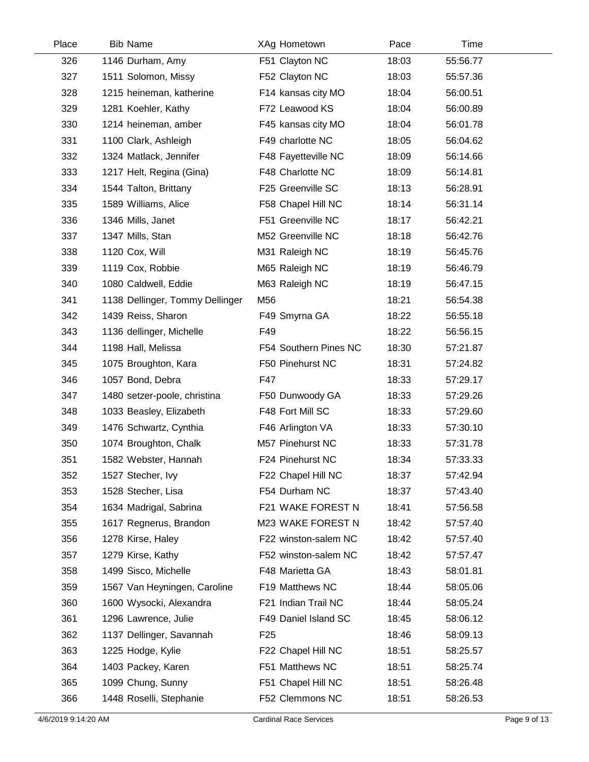| Place | Bib | Name | XAg | Hometown | Pace | Time |
|---|---|---|---|---|---|---|
| 326 | 1146 | Durham, Amy | F51 | Clayton NC | 18:03 | 55:56.77 |
| 327 | 1511 | Solomon, Missy | F52 | Clayton NC | 18:03 | 55:57.36 |
| 328 | 1215 | heineman, katherine | F14 | kansas city MO | 18:04 | 56:00.51 |
| 329 | 1281 | Koehler, Kathy | F72 | Leawood KS | 18:04 | 56:00.89 |
| 330 | 1214 | heineman, amber | F45 | kansas city MO | 18:04 | 56:01.78 |
| 331 | 1100 | Clark, Ashleigh | F49 | charlotte NC | 18:05 | 56:04.62 |
| 332 | 1324 | Matlack, Jennifer | F48 | Fayetteville NC | 18:09 | 56:14.66 |
| 333 | 1217 | Helt, Regina (Gina) | F48 | Charlotte NC | 18:09 | 56:14.81 |
| 334 | 1544 | Talton, Brittany | F25 | Greenville SC | 18:13 | 56:28.91 |
| 335 | 1589 | Williams, Alice | F58 | Chapel Hill NC | 18:14 | 56:31.14 |
| 336 | 1346 | Mills, Janet | F51 | Greenville NC | 18:17 | 56:42.21 |
| 337 | 1347 | Mills, Stan | M52 | Greenville NC | 18:18 | 56:42.76 |
| 338 | 1120 | Cox, Will | M31 | Raleigh NC | 18:19 | 56:45.76 |
| 339 | 1119 | Cox, Robbie | M65 | Raleigh NC | 18:19 | 56:46.79 |
| 340 | 1080 | Caldwell, Eddie | M63 | Raleigh NC | 18:19 | 56:47.15 |
| 341 | 1138 | Dellinger, Tommy Dellinger | M56 | | 18:21 | 56:54.38 |
| 342 | 1439 | Reiss, Sharon | F49 | Smyrna GA | 18:22 | 56:55.18 |
| 343 | 1136 | dellinger, Michelle | F49 | | 18:22 | 56:56.15 |
| 344 | 1198 | Hall, Melissa | F54 | Southern Pines NC | 18:30 | 57:21.87 |
| 345 | 1075 | Broughton, Kara | F50 | Pinehurst NC | 18:31 | 57:24.82 |
| 346 | 1057 | Bond, Debra | F47 | | 18:33 | 57:29.17 |
| 347 | 1480 | setzer-poole, christina | F50 | Dunwoody GA | 18:33 | 57:29.26 |
| 348 | 1033 | Beasley, Elizabeth | F48 | Fort Mill SC | 18:33 | 57:29.60 |
| 349 | 1476 | Schwartz, Cynthia | F46 | Arlington VA | 18:33 | 57:30.10 |
| 350 | 1074 | Broughton, Chalk | M57 | Pinehurst NC | 18:33 | 57:31.78 |
| 351 | 1582 | Webster, Hannah | F24 | Pinehurst NC | 18:34 | 57:33.33 |
| 352 | 1527 | Stecher, Ivy | F22 | Chapel Hill NC | 18:37 | 57:42.94 |
| 353 | 1528 | Stecher, Lisa | F54 | Durham NC | 18:37 | 57:43.40 |
| 354 | 1634 | Madrigal, Sabrina | F21 | WAKE FOREST N | 18:41 | 57:56.58 |
| 355 | 1617 | Regnerus, Brandon | M23 | WAKE FOREST N | 18:42 | 57:57.40 |
| 356 | 1278 | Kirse, Haley | F22 | winston-salem NC | 18:42 | 57:57.40 |
| 357 | 1279 | Kirse, Kathy | F52 | winston-salem NC | 18:42 | 57:57.47 |
| 358 | 1499 | Sisco, Michelle | F48 | Marietta GA | 18:43 | 58:01.81 |
| 359 | 1567 | Van Heyningen, Caroline | F19 | Matthews NC | 18:44 | 58:05.06 |
| 360 | 1600 | Wysocki, Alexandra | F21 | Indian Trail NC | 18:44 | 58:05.24 |
| 361 | 1296 | Lawrence, Julie | F49 | Daniel Island SC | 18:45 | 58:06.12 |
| 362 | 1137 | Dellinger, Savannah | F25 | | 18:46 | 58:09.13 |
| 363 | 1225 | Hodge, Kylie | F22 | Chapel Hill NC | 18:51 | 58:25.57 |
| 364 | 1403 | Packey, Karen | F51 | Matthews NC | 18:51 | 58:25.74 |
| 365 | 1099 | Chung, Sunny | F51 | Chapel Hill NC | 18:51 | 58:26.48 |
| 366 | 1448 | Roselli, Stephanie | F52 | Clemmons NC | 18:51 | 58:26.53 |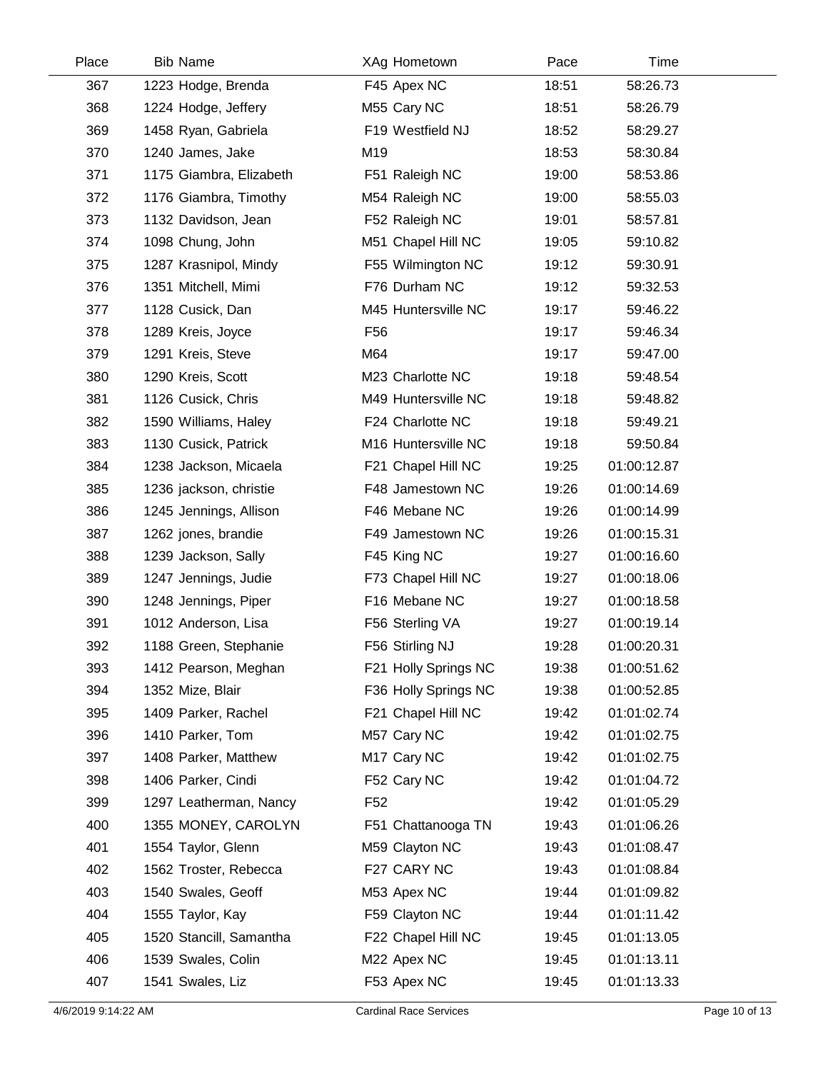| Place | Bib Name | XAg Hometown | Pace | Time |
|---|---|---|---|---|
| 367 | 1223 Hodge, Brenda | F45 Apex NC | 18:51 | 58:26.73 |
| 368 | 1224 Hodge, Jeffery | M55 Cary NC | 18:51 | 58:26.79 |
| 369 | 1458 Ryan, Gabriela | F19 Westfield NJ | 18:52 | 58:29.27 |
| 370 | 1240 James, Jake | M19 | 18:53 | 58:30.84 |
| 371 | 1175 Giambra, Elizabeth | F51 Raleigh NC | 19:00 | 58:53.86 |
| 372 | 1176 Giambra, Timothy | M54 Raleigh NC | 19:00 | 58:55.03 |
| 373 | 1132 Davidson, Jean | F52 Raleigh NC | 19:01 | 58:57.81 |
| 374 | 1098 Chung, John | M51 Chapel Hill NC | 19:05 | 59:10.82 |
| 375 | 1287 Krasnipol, Mindy | F55 Wilmington NC | 19:12 | 59:30.91 |
| 376 | 1351 Mitchell, Mimi | F76 Durham NC | 19:12 | 59:32.53 |
| 377 | 1128 Cusick, Dan | M45 Huntersville NC | 19:17 | 59:46.22 |
| 378 | 1289 Kreis, Joyce | F56 | 19:17 | 59:46.34 |
| 379 | 1291 Kreis, Steve | M64 | 19:17 | 59:47.00 |
| 380 | 1290 Kreis, Scott | M23 Charlotte NC | 19:18 | 59:48.54 |
| 381 | 1126 Cusick, Chris | M49 Huntersville NC | 19:18 | 59:48.82 |
| 382 | 1590 Williams, Haley | F24 Charlotte NC | 19:18 | 59:49.21 |
| 383 | 1130 Cusick, Patrick | M16 Huntersville NC | 19:18 | 59:50.84 |
| 384 | 1238 Jackson, Micaela | F21 Chapel Hill NC | 19:25 | 01:00:12.87 |
| 385 | 1236 jackson, christie | F48 Jamestown NC | 19:26 | 01:00:14.69 |
| 386 | 1245 Jennings, Allison | F46 Mebane NC | 19:26 | 01:00:14.99 |
| 387 | 1262 jones, brandie | F49 Jamestown NC | 19:26 | 01:00:15.31 |
| 388 | 1239 Jackson, Sally | F45 King NC | 19:27 | 01:00:16.60 |
| 389 | 1247 Jennings, Judie | F73 Chapel Hill NC | 19:27 | 01:00:18.06 |
| 390 | 1248 Jennings, Piper | F16 Mebane NC | 19:27 | 01:00:18.58 |
| 391 | 1012 Anderson, Lisa | F56 Sterling VA | 19:27 | 01:00:19.14 |
| 392 | 1188 Green, Stephanie | F56 Stirling NJ | 19:28 | 01:00:20.31 |
| 393 | 1412 Pearson, Meghan | F21 Holly Springs NC | 19:38 | 01:00:51.62 |
| 394 | 1352 Mize, Blair | F36 Holly Springs NC | 19:38 | 01:00:52.85 |
| 395 | 1409 Parker, Rachel | F21 Chapel Hill NC | 19:42 | 01:01:02.74 |
| 396 | 1410 Parker, Tom | M57 Cary NC | 19:42 | 01:01:02.75 |
| 397 | 1408 Parker, Matthew | M17 Cary NC | 19:42 | 01:01:02.75 |
| 398 | 1406 Parker, Cindi | F52 Cary NC | 19:42 | 01:01:04.72 |
| 399 | 1297 Leatherman, Nancy | F52 | 19:42 | 01:01:05.29 |
| 400 | 1355 MONEY, CAROLYN | F51 Chattanooga TN | 19:43 | 01:01:06.26 |
| 401 | 1554 Taylor, Glenn | M59 Clayton NC | 19:43 | 01:01:08.47 |
| 402 | 1562 Troster, Rebecca | F27 CARY NC | 19:43 | 01:01:08.84 |
| 403 | 1540 Swales, Geoff | M53 Apex NC | 19:44 | 01:01:09.82 |
| 404 | 1555 Taylor, Kay | F59 Clayton NC | 19:44 | 01:01:11.42 |
| 405 | 1520 Stancill, Samantha | F22 Chapel Hill NC | 19:45 | 01:01:13.05 |
| 406 | 1539 Swales, Colin | M22 Apex NC | 19:45 | 01:01:13.11 |
| 407 | 1541 Swales, Liz | F53 Apex NC | 19:45 | 01:01:13.33 |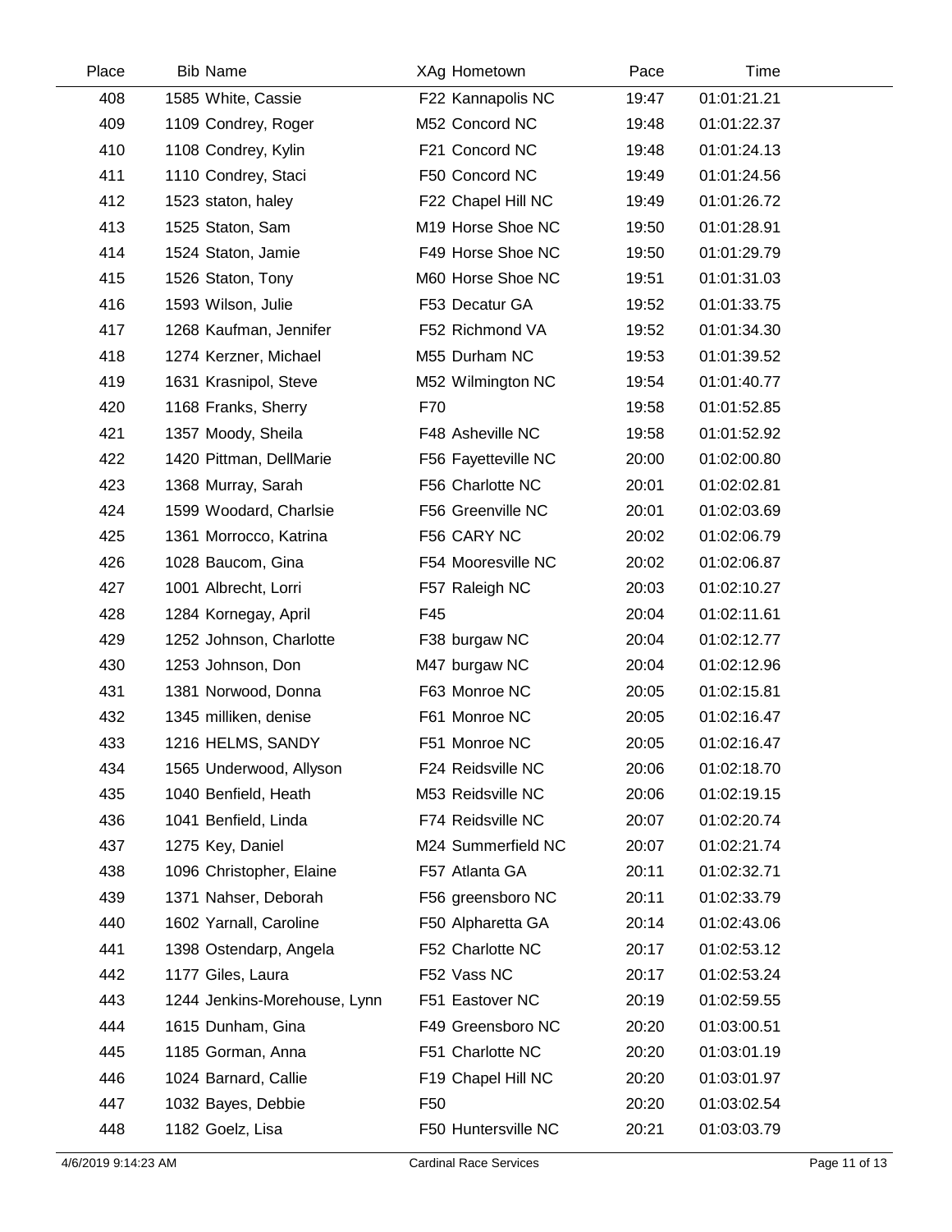| Place | Bib | Name | XAg | Hometown | Pace | Time |
|---|---|---|---|---|---|---|
| 408 | 1585 | White, Cassie | F22 | Kannapolis NC | 19:47 | 01:01:21.21 |
| 409 | 1109 | Condrey, Roger | M52 | Concord NC | 19:48 | 01:01:22.37 |
| 410 | 1108 | Condrey, Kylin | F21 | Concord NC | 19:48 | 01:01:24.13 |
| 411 | 1110 | Condrey, Staci | F50 | Concord NC | 19:49 | 01:01:24.56 |
| 412 | 1523 | staton, haley | F22 | Chapel Hill NC | 19:49 | 01:01:26.72 |
| 413 | 1525 | Staton, Sam | M19 | Horse Shoe NC | 19:50 | 01:01:28.91 |
| 414 | 1524 | Staton, Jamie | F49 | Horse Shoe NC | 19:50 | 01:01:29.79 |
| 415 | 1526 | Staton, Tony | M60 | Horse Shoe NC | 19:51 | 01:01:31.03 |
| 416 | 1593 | Wilson, Julie | F53 | Decatur GA | 19:52 | 01:01:33.75 |
| 417 | 1268 | Kaufman, Jennifer | F52 | Richmond VA | 19:52 | 01:01:34.30 |
| 418 | 1274 | Kerzner, Michael | M55 | Durham NC | 19:53 | 01:01:39.52 |
| 419 | 1631 | Krasnipol, Steve | M52 | Wilmington NC | 19:54 | 01:01:40.77 |
| 420 | 1168 | Franks, Sherry | F70 | | 19:58 | 01:01:52.85 |
| 421 | 1357 | Moody, Sheila | F48 | Asheville NC | 19:58 | 01:01:52.92 |
| 422 | 1420 | Pittman, DellMarie | F56 | Fayetteville NC | 20:00 | 01:02:00.80 |
| 423 | 1368 | Murray, Sarah | F56 | Charlotte NC | 20:01 | 01:02:02.81 |
| 424 | 1599 | Woodard, Charlsie | F56 | Greenville NC | 20:01 | 01:02:03.69 |
| 425 | 1361 | Morrocco, Katrina | F56 | CARY NC | 20:02 | 01:02:06.79 |
| 426 | 1028 | Baucom, Gina | F54 | Mooresville NC | 20:02 | 01:02:06.87 |
| 427 | 1001 | Albrecht, Lorri | F57 | Raleigh NC | 20:03 | 01:02:10.27 |
| 428 | 1284 | Kornegay, April | F45 | | 20:04 | 01:02:11.61 |
| 429 | 1252 | Johnson, Charlotte | F38 | burgaw NC | 20:04 | 01:02:12.77 |
| 430 | 1253 | Johnson, Don | M47 | burgaw NC | 20:04 | 01:02:12.96 |
| 431 | 1381 | Norwood, Donna | F63 | Monroe NC | 20:05 | 01:02:15.81 |
| 432 | 1345 | milliken, denise | F61 | Monroe NC | 20:05 | 01:02:16.47 |
| 433 | 1216 | HELMS, SANDY | F51 | Monroe NC | 20:05 | 01:02:16.47 |
| 434 | 1565 | Underwood, Allyson | F24 | Reidsville NC | 20:06 | 01:02:18.70 |
| 435 | 1040 | Benfield, Heath | M53 | Reidsville NC | 20:06 | 01:02:19.15 |
| 436 | 1041 | Benfield, Linda | F74 | Reidsville NC | 20:07 | 01:02:20.74 |
| 437 | 1275 | Key, Daniel | M24 | Summerfield NC | 20:07 | 01:02:21.74 |
| 438 | 1096 | Christopher, Elaine | F57 | Atlanta GA | 20:11 | 01:02:32.71 |
| 439 | 1371 | Nahser, Deborah | F56 | greensboro NC | 20:11 | 01:02:33.79 |
| 440 | 1602 | Yarnall, Caroline | F50 | Alpharetta GA | 20:14 | 01:02:43.06 |
| 441 | 1398 | Ostendarp, Angela | F52 | Charlotte NC | 20:17 | 01:02:53.12 |
| 442 | 1177 | Giles, Laura | F52 | Vass NC | 20:17 | 01:02:53.24 |
| 443 | 1244 | Jenkins-Morehouse, Lynn | F51 | Eastover NC | 20:19 | 01:02:59.55 |
| 444 | 1615 | Dunham, Gina | F49 | Greensboro NC | 20:20 | 01:03:00.51 |
| 445 | 1185 | Gorman, Anna | F51 | Charlotte NC | 20:20 | 01:03:01.19 |
| 446 | 1024 | Barnard, Callie | F19 | Chapel Hill NC | 20:20 | 01:03:01.97 |
| 447 | 1032 | Bayes, Debbie | F50 | | 20:20 | 01:03:02.54 |
| 448 | 1182 | Goelz, Lisa | F50 | Huntersville NC | 20:21 | 01:03:03.79 |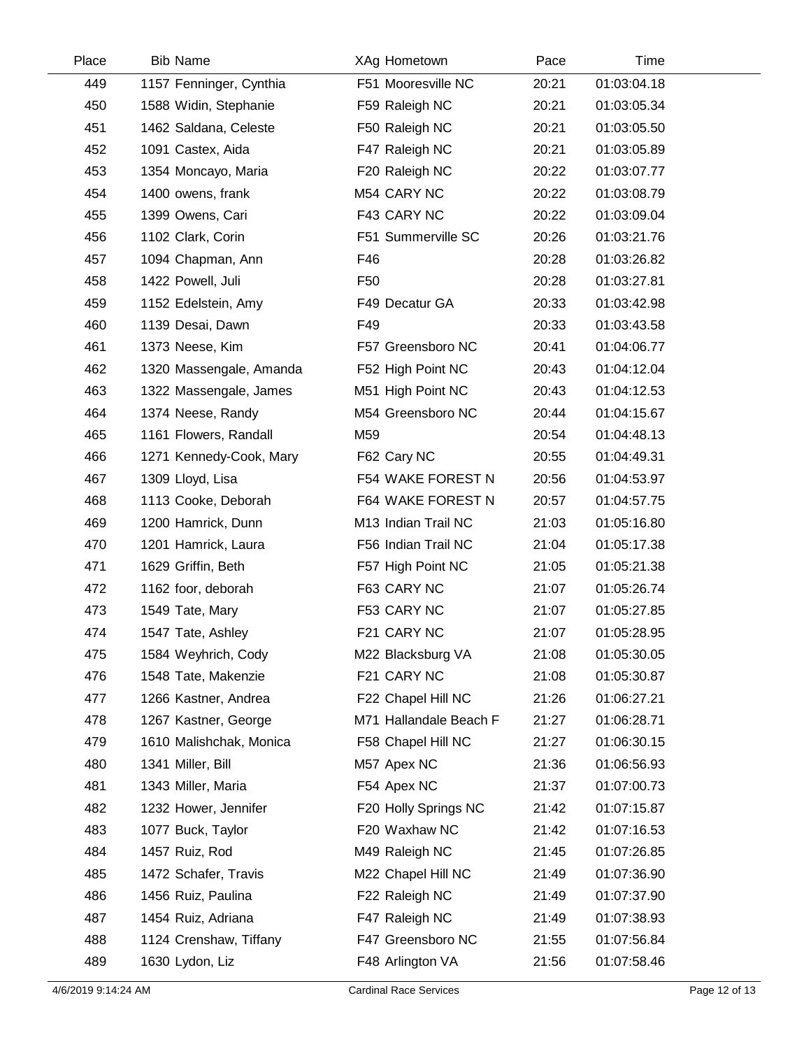| Place | Bib | Name | XAg | Hometown | Pace | Time |
|---|---|---|---|---|---|---|
| 449 | 1157 | Fenninger, Cynthia | F51 | Mooresville NC | 20:21 | 01:03:04.18 |
| 450 | 1588 | Widin, Stephanie | F59 | Raleigh NC | 20:21 | 01:03:05.34 |
| 451 | 1462 | Saldana, Celeste | F50 | Raleigh NC | 20:21 | 01:03:05.50 |
| 452 | 1091 | Castex, Aida | F47 | Raleigh NC | 20:21 | 01:03:05.89 |
| 453 | 1354 | Moncayo, Maria | F20 | Raleigh NC | 20:22 | 01:03:07.77 |
| 454 | 1400 | owens, frank | M54 | CARY NC | 20:22 | 01:03:08.79 |
| 455 | 1399 | Owens, Cari | F43 | CARY NC | 20:22 | 01:03:09.04 |
| 456 | 1102 | Clark, Corin | F51 | Summerville SC | 20:26 | 01:03:21.76 |
| 457 | 1094 | Chapman, Ann | F46 | | 20:28 | 01:03:26.82 |
| 458 | 1422 | Powell, Juli | F50 | | 20:28 | 01:03:27.81 |
| 459 | 1152 | Edelstein, Amy | F49 | Decatur GA | 20:33 | 01:03:42.98 |
| 460 | 1139 | Desai, Dawn | F49 | | 20:33 | 01:03:43.58 |
| 461 | 1373 | Neese, Kim | F57 | Greensboro NC | 20:41 | 01:04:06.77 |
| 462 | 1320 | Massengale, Amanda | F52 | High Point NC | 20:43 | 01:04:12.04 |
| 463 | 1322 | Massengale, James | M51 | High Point NC | 20:43 | 01:04:12.53 |
| 464 | 1374 | Neese, Randy | M54 | Greensboro NC | 20:44 | 01:04:15.67 |
| 465 | 1161 | Flowers, Randall | M59 | | 20:54 | 01:04:48.13 |
| 466 | 1271 | Kennedy-Cook, Mary | F62 | Cary NC | 20:55 | 01:04:49.31 |
| 467 | 1309 | Lloyd, Lisa | F54 | WAKE FOREST N | 20:56 | 01:04:53.97 |
| 468 | 1113 | Cooke, Deborah | F64 | WAKE FOREST N | 20:57 | 01:04:57.75 |
| 469 | 1200 | Hamrick, Dunn | M13 | Indian Trail NC | 21:03 | 01:05:16.80 |
| 470 | 1201 | Hamrick, Laura | F56 | Indian Trail NC | 21:04 | 01:05:17.38 |
| 471 | 1629 | Griffin, Beth | F57 | High Point NC | 21:05 | 01:05:21.38 |
| 472 | 1162 | foor, deborah | F63 | CARY NC | 21:07 | 01:05:26.74 |
| 473 | 1549 | Tate, Mary | F53 | CARY NC | 21:07 | 01:05:27.85 |
| 474 | 1547 | Tate, Ashley | F21 | CARY NC | 21:07 | 01:05:28.95 |
| 475 | 1584 | Weyhrich, Cody | M22 | Blacksburg VA | 21:08 | 01:05:30.05 |
| 476 | 1548 | Tate, Makenzie | F21 | CARY NC | 21:08 | 01:05:30.87 |
| 477 | 1266 | Kastner, Andrea | F22 | Chapel Hill NC | 21:26 | 01:06:27.21 |
| 478 | 1267 | Kastner, George | M71 | Hallandale Beach F | 21:27 | 01:06:28.71 |
| 479 | 1610 | Malishchak, Monica | F58 | Chapel Hill NC | 21:27 | 01:06:30.15 |
| 480 | 1341 | Miller, Bill | M57 | Apex NC | 21:36 | 01:06:56.93 |
| 481 | 1343 | Miller, Maria | F54 | Apex NC | 21:37 | 01:07:00.73 |
| 482 | 1232 | Hower, Jennifer | F20 | Holly Springs NC | 21:42 | 01:07:15.87 |
| 483 | 1077 | Buck, Taylor | F20 | Waxhaw NC | 21:42 | 01:07:16.53 |
| 484 | 1457 | Ruiz, Rod | M49 | Raleigh NC | 21:45 | 01:07:26.85 |
| 485 | 1472 | Schafer, Travis | M22 | Chapel Hill NC | 21:49 | 01:07:36.90 |
| 486 | 1456 | Ruiz, Paulina | F22 | Raleigh NC | 21:49 | 01:07:37.90 |
| 487 | 1454 | Ruiz, Adriana | F47 | Raleigh NC | 21:49 | 01:07:38.93 |
| 488 | 1124 | Crenshaw, Tiffany | F47 | Greensboro NC | 21:55 | 01:07:56.84 |
| 489 | 1630 | Lydon, Liz | F48 | Arlington VA | 21:56 | 01:07:58.46 |

4/6/2019 9:14:24 AM Cardinal Race Services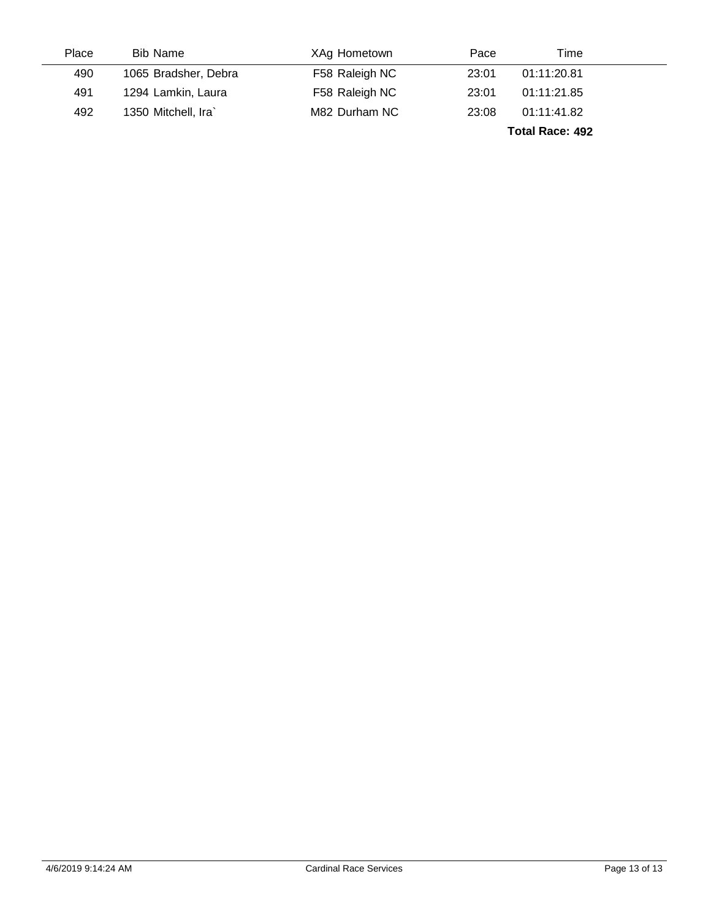| Place | Bib | Name | XAg | Hometown | Pace | Time |
|---|---|---|---|---|---|---|
| 490 | 1065 | Bradsher, Debra | F58 | Raleigh NC | 23:01 | 01:11:20.81 |
| 491 | 1294 | Lamkin, Laura | F58 | Raleigh NC | 23:01 | 01:11:21.85 |
| 492 | 1350 | Mitchell, Ira` | M82 | Durham NC | 23:08 | 01:11:41.82 |

**Total Race: 492**